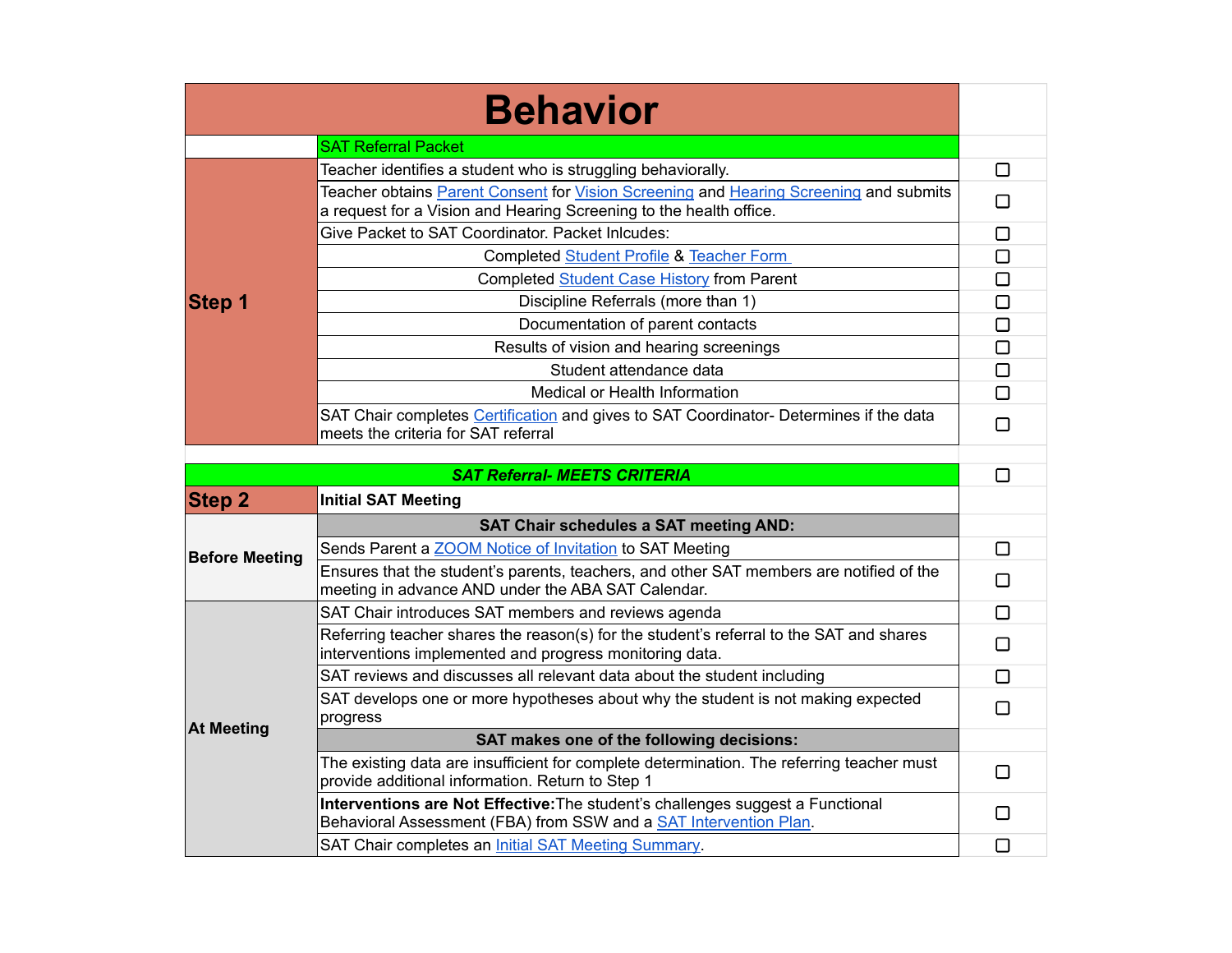# Behavior

| | SAT Referral Packet | |
|---|---|---|
| **Step 1** | Teacher identifies a student who is struggling behaviorally. | ☐ |
| | Teacher obtains Parent Consent for Vision Screening and Hearing Screening and submits a request for a Vision and Hearing Screening to the health office. | ☐ |
| | Give Packet to SAT Coordinator. Packet Inlcudes: | ☐ |
| | Completed Student Profile & Teacher Form | ☐ |
| | Completed Student Case History from Parent | ☐ |
| | Discipline Referrals (more than 1) | ☐ |
| | Documentation of parent contacts | ☐ |
| | Results of vision and hearing screenings | ☐ |
| | Student attendance data | ☐ |
| | Medical or Health Information | ☐ |
| | SAT Chair completes Certification and gives to SAT Coordinator- Determines if the data meets the criteria for SAT referral | ☐ |

| ***SAT Referral- MEETS CRITERIA*** | | ☐ |
|---|---|---|
| **Step 2** | **Initial SAT Meeting** | |
| | **SAT Chair schedules a SAT meeting AND:** | |
| **Before Meeting** | Sends Parent a ZOOM Notice of Invitation to SAT Meeting | ☐ |
| | Ensures that the student's parents, teachers, and other SAT members are notified of the meeting in advance AND under the ABA SAT Calendar. | ☐ |
| **At Meeting** | SAT Chair introduces SAT members and reviews agenda | ☐ |
| | Referring teacher shares the reason(s) for the student's referral to the SAT and shares interventions implemented and progress monitoring data. | ☐ |
| | SAT reviews and discusses all relevant data about the student including | ☐ |
| | SAT develops one or more hypotheses about why the student is not making expected progress | ☐ |
| | **SAT makes one of the following decisions:** | |
| | The existing data are insufficient for complete determination. The referring teacher must provide additional information. Return to Step 1 | ☐ |
| | **Interventions are Not Effective:**The student's challenges suggest a Functional Behavioral Assessment (FBA) from SSW and a SAT Intervention Plan. | ☐ |
| | SAT Chair completes an Initial SAT Meeting Summary. | ☐ |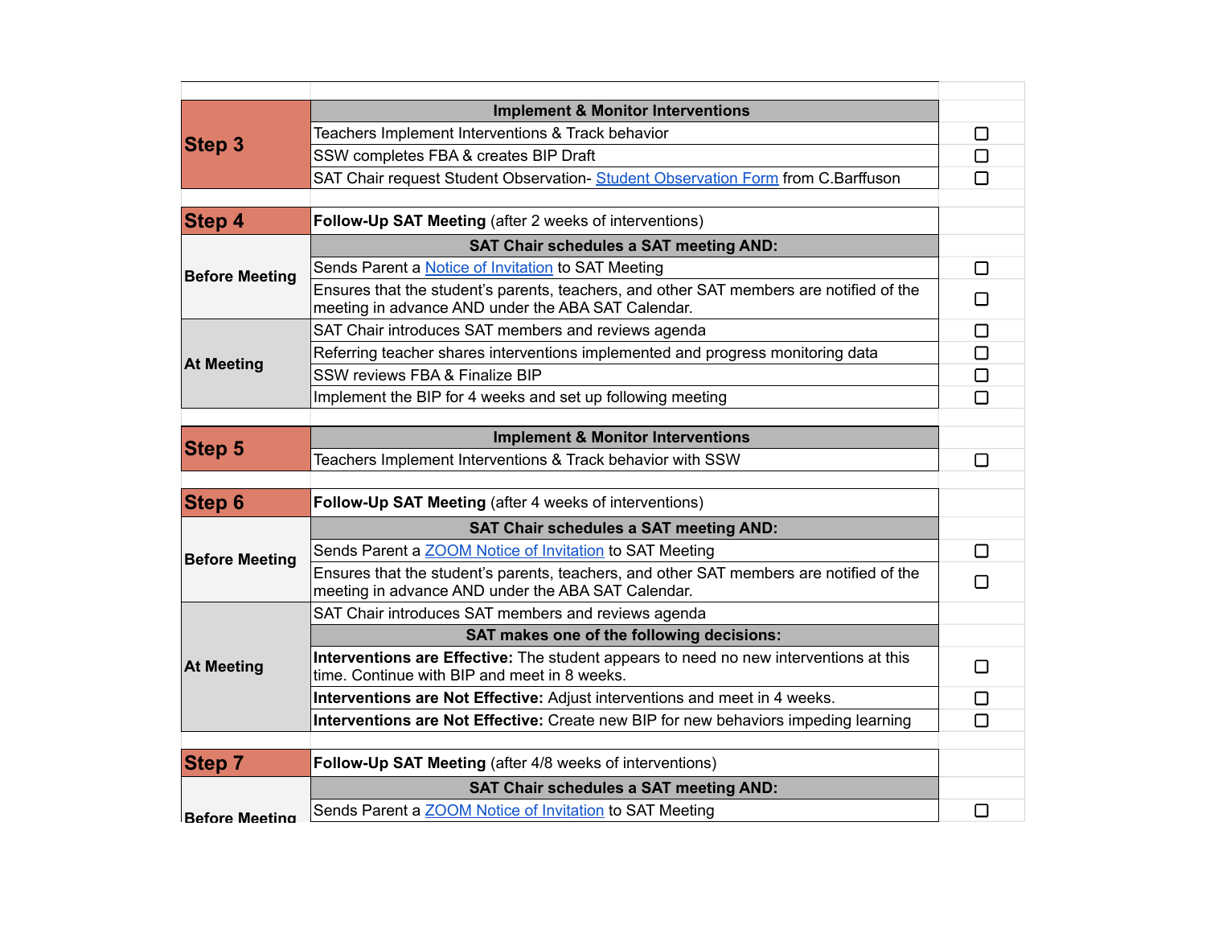| | | |
|---|---|---|
| **Step 3** | **Implement & Monitor Interventions** | |
| | Teachers Implement Interventions & Track behavior | ☐ |
| | SSW completes FBA & creates BIP Draft | ☐ |
| | SAT Chair request Student Observation- Student Observation Form from C.Barffuson | ☐ |
| | | |
| **Step 4** | **Follow-Up SAT Meeting** (after 2 weeks of interventions) | |
| **Before Meeting** | **SAT Chair schedules a SAT meeting AND:** | |
| | Sends Parent a Notice of Invitation to SAT Meeting | ☐ |
| | Ensures that the student's parents, teachers, and other SAT members are notified of the meeting in advance AND under the ABA SAT Calendar. | ☐ |
| **At Meeting** | SAT Chair introduces SAT members and reviews agenda | ☐ |
| | Referring teacher shares interventions implemented and progress monitoring data | ☐ |
| | SSW reviews FBA & Finalize BIP | ☐ |
| | Implement the BIP for 4 weeks and set up following meeting | ☐ |
| | | |
| **Step 5** | **Implement & Monitor Interventions** | |
| | Teachers Implement Interventions & Track behavior with SSW | ☐ |
| | | |
| **Step 6** | **Follow-Up SAT Meeting** (after 4 weeks of interventions) | |
| **Before Meeting** | **SAT Chair schedules a SAT meeting AND:** | |
| | Sends Parent a ZOOM Notice of Invitation to SAT Meeting | ☐ |
| | Ensures that the student's parents, teachers, and other SAT members are notified of the meeting in advance AND under the ABA SAT Calendar. | ☐ |
| **At Meeting** | SAT Chair introduces SAT members and reviews agenda | |
| | **SAT makes one of the following decisions:** | |
| | **Interventions are Effective:** The student appears to need no new interventions at this time. Continue with BIP and meet in 8 weeks. | ☐ |
| | **Interventions are Not Effective:** Adjust interventions and meet in 4 weeks. | ☐ |
| | **Interventions are Not Effective:** Create new BIP for new behaviors impeding learning | ☐ |
| | | |
| **Step 7** | **Follow-Up SAT Meeting** (after 4/8 weeks of interventions) | |
| **Before Meeting** | **SAT Chair schedules a SAT meeting AND:** | |
| | Sends Parent a ZOOM Notice of Invitation to SAT Meeting | ☐ |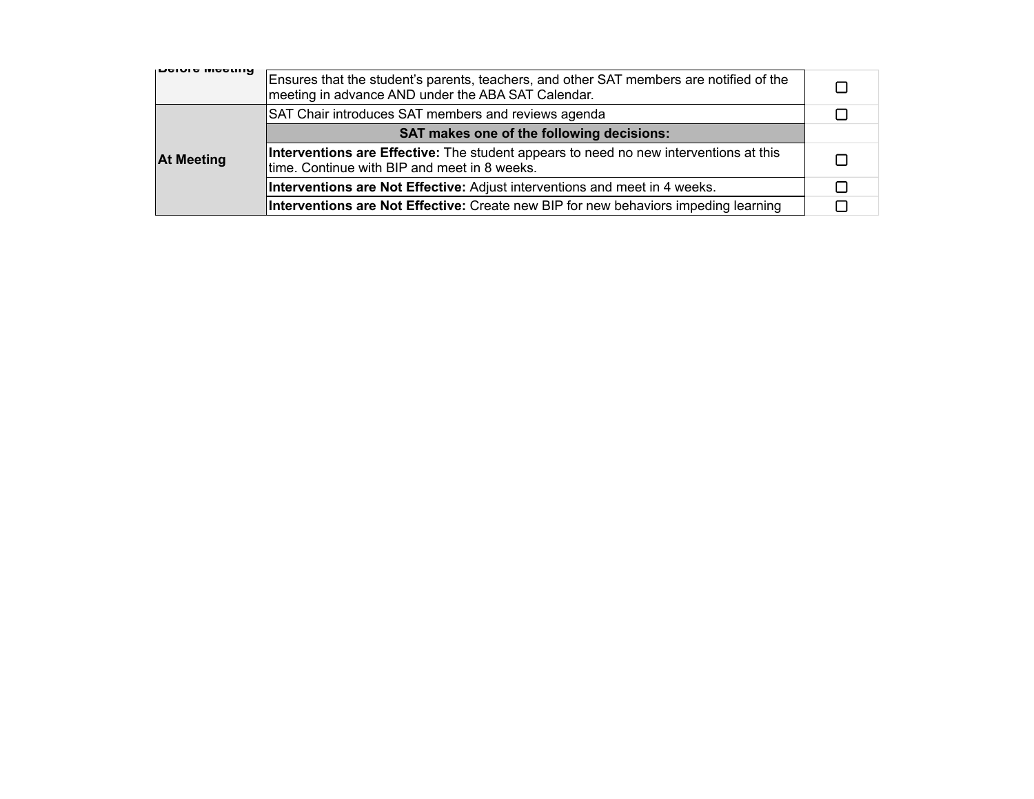| | | |
|---|---|---|
| Before Meeting | Ensures that the student's parents, teachers, and other SAT members are notified of the meeting in advance AND under the ABA SAT Calendar. | ☐ |
| At Meeting | SAT Chair introduces SAT members and reviews agenda | ☐ |
| | **SAT makes one of the following decisions:** | |
| | **Interventions are Effective:** The student appears to need no new interventions at this time. Continue with BIP and meet in 8 weeks. | ☐ |
| | **Interventions are Not Effective:** Adjust interventions and meet in 4 weeks. | ☐ |
| | **Interventions are Not Effective:** Create new BIP for new behaviors impeding learning | ☐ |